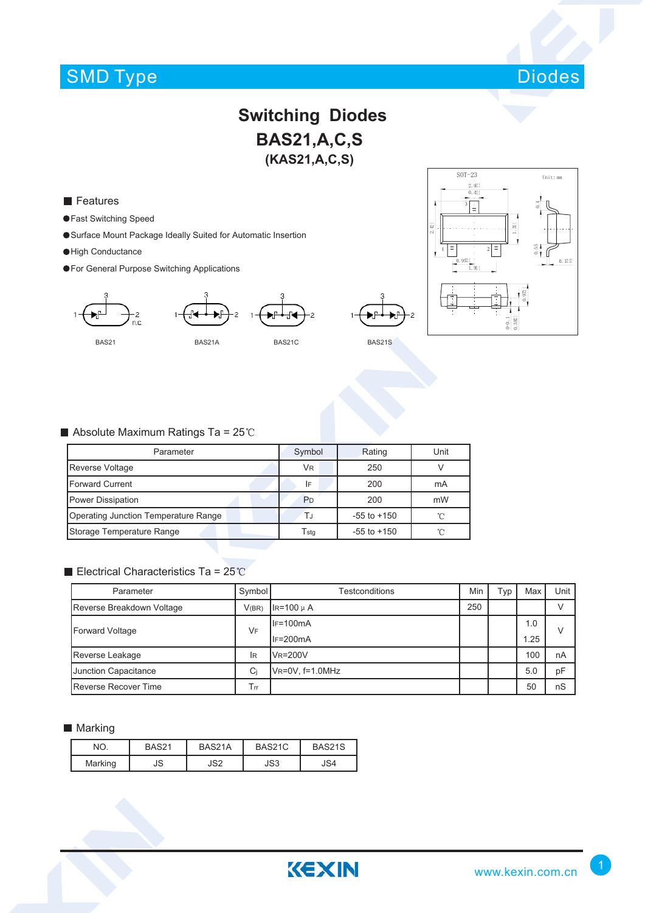SMD Type | Diodes

# Switching Diodes

## BAS21,A,C,S

### (KAS21,A,C,S)

■ Features

- Fast Switching Speed
- Surface Mount Package Ideally Suited for Automatic Insertion
- High Conductance
- For General Purpose Switching Applications

BAS21 BAS21A BAS21C BAS21S

■ Absolute Maximum Ratings Ta = 25℃

| Parameter | Symbol | Rating | Unit |
|---|---|---|---|
| Reverse Voltage | $V_R$ | 250 | V |
| Forward Current | $I_F$ | 200 | mA |
| Power Dissipation | $P_D$ | 200 | mW |
| Operating Junction Temperature Range | $T_J$ | -55 to +150 | ℃ |
| Storage Temperature Range | $T_{stg}$ | -55 to +150 | ℃ |

■ Electrical Characteristics Ta = 25℃

| Parameter | Symbol | Testconditions | Min | Typ | Max | Unit |
|---|---|---|---|---|---|---|
| Reverse Breakdown Voltage | $V_{(BR)}$ | $I_R$=100 μ A | 250 | | | V |
| Forward Voltage | $V_F$ | $I_F$=100mA | | | 1.0 | V |
| | | $I_F$=200mA | | | 1.25 | |
| Reverse Leakage | $I_R$ | $V_R$=200V | | | 100 | nA |
| Junction Capacitance | $C_j$ | $V_R$=0V, f=1.0MHz | | | 5.0 | pF |
| Reverse Recover Time | $T_{rr}$ | | | | 50 | nS |

■ Marking

| NO. | BAS21 | BAS21A | BAS21C | BAS21S |
|---|---|---|---|---|
| Marking | JS | JS2 | JS3 | JS4 |

www.kexin.com.cn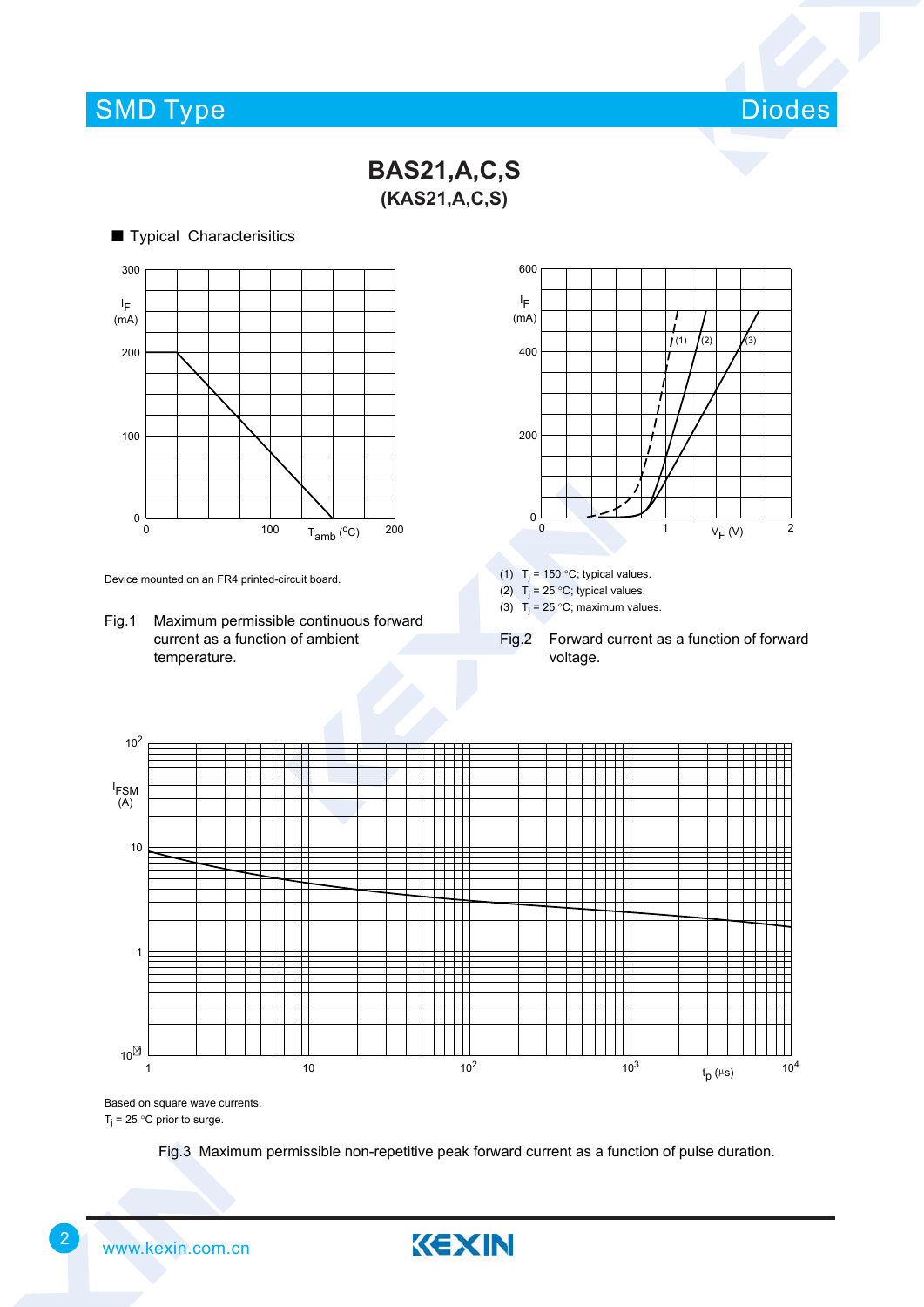# BAS21,A,C,S

## (KAS21,A,C,S)

■ Typical Characterisitics

Device mounted on an FR4 printed-circuit board.

Fig.1 Maximum permissible continuous forward current as a function of ambient temperature.

(1) $T_j$ = 150 °C; typical values.
(2) $T_j$ = 25 °C; typical values.
(3) $T_j$ = 25 °C; maximum values.

Fig.2 Forward current as a function of forward voltage.

Based on square wave currents.
$T_j$ = 25 °C prior to surge.

Fig.3 Maximum permissible non-repetitive peak forward current as a function of pulse duration.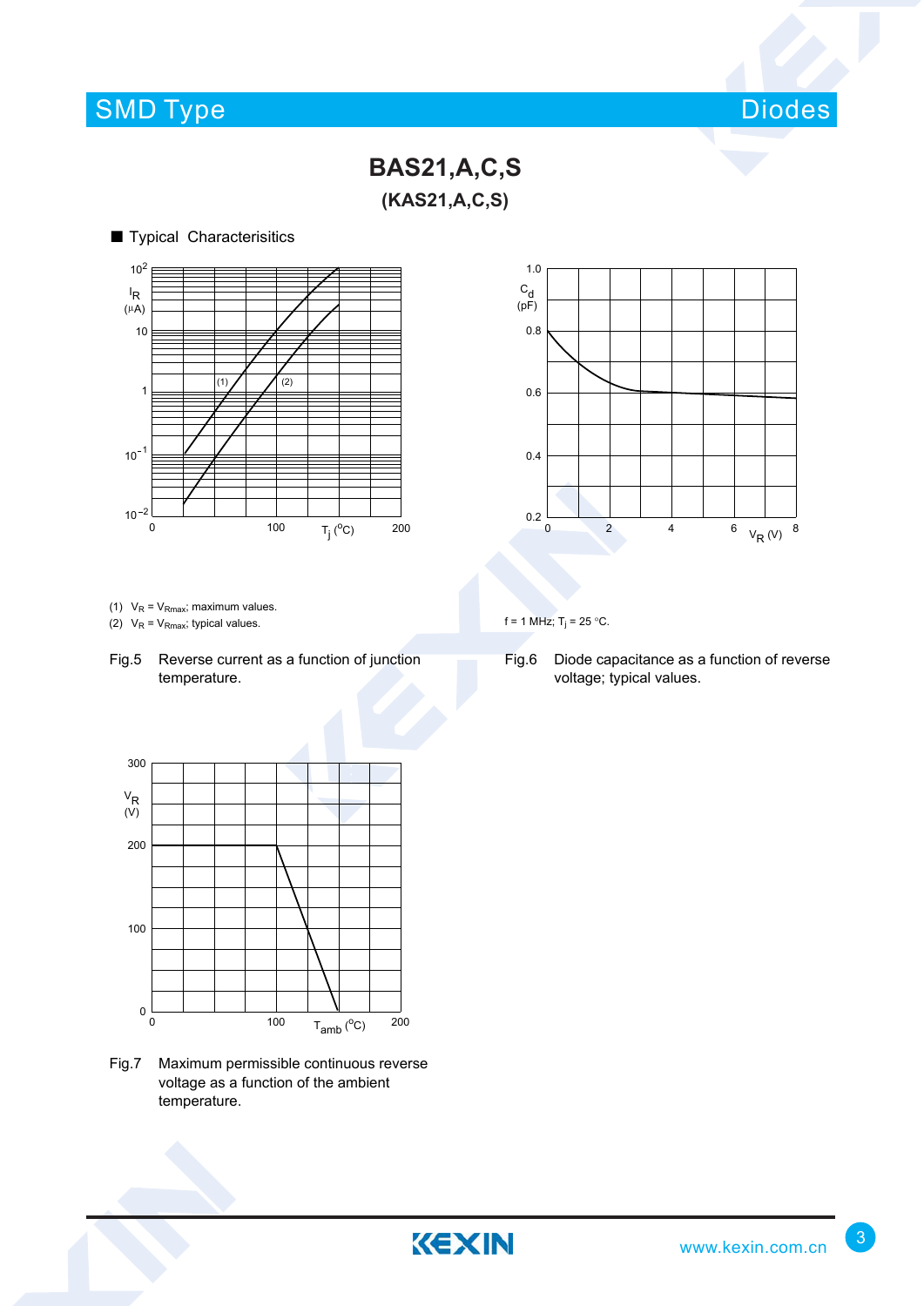# BAS21,A,C,S

## (KAS21,A,C,S)

■ Typical Characterisitics

$10^2$

$I_R$ ($\mu$A)

10

1

$10^{-1}$

$10^{-2}$

0

100

$T_j$ ($^o$C)

200

(1)

(2)

(1) $V_R = V_{Rmax}$; maximum values.

(2) $V_R = V_{Rmax}$; typical values.

Fig.5 Reverse current as a function of junction temperature.

1.0

$C_d$ (pF)

0.8

0.6

0.4

0.2

0

2

4

6

$V_R$ (V)

8

f = 1 MHz; $T_j$ = 25 °C.

Fig.6 Diode capacitance as a function of reverse voltage; typical values.

300

$V_R$ (V)

200

100

0

0

100

$T_{amb}$ ($^o$C)

200

Fig.7 Maximum permissible continuous reverse voltage as a function of the ambient temperature.